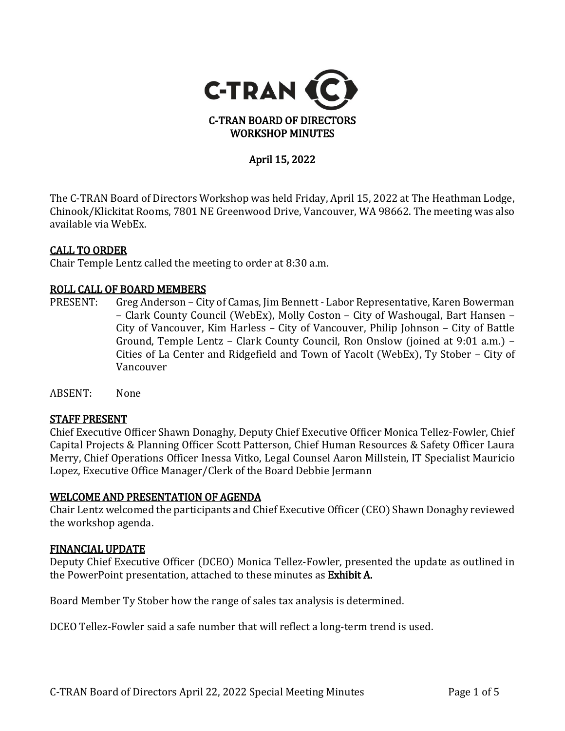# C-TRAN BOARD OF DIRECTORS WORKSHOP MINUTES

## April 15, 2022

The C-TRAN Board of Directors Workshop was held Friday, April 15, 2022 at The Heathman Lodge, Chinook/Klickitat Rooms, 7801 NE Greenwood Drive, Vancouver, WA 98662. The meeting was also available via WebEx.

### CALL TO ORDER

Chair Temple Lentz called the meeting to order at 8:30 a.m.

### ROLL CALL OF BOARD MEMBERS

PRESENT: Greg Anderson – City of Camas, Jim Bennett - Labor Representative, Karen Bowerman – Clark County Council (WebEx), Molly Coston – City of Washougal, Bart Hansen – City of Vancouver, Kim Harless – City of Vancouver, Philip Johnson – City of Battle Ground, Temple Lentz – Clark County Council, Ron Onslow (joined at 9:01 a.m.) – Cities of La Center and Ridgefield and Town of Yacolt (WebEx), Ty Stober – City of Vancouver

ABSENT: None

### STAFF PRESENT

Chief Executive Officer Shawn Donaghy, Deputy Chief Executive Officer Monica Tellez-Fowler, Chief Capital Projects & Planning Officer Scott Patterson, Chief Human Resources & Safety Officer Laura Merry, Chief Operations Officer Inessa Vitko, Legal Counsel Aaron Millstein, IT Specialist Mauricio Lopez, Executive Office Manager/Clerk of the Board Debbie Jermann

### WELCOME AND PRESENTATION OF AGENDA

Chair Lentz welcomed the participants and Chief Executive Officer (CEO) Shawn Donaghy reviewed the workshop agenda.

### FINANCIAL UPDATE

Deputy Chief Executive Officer (DCEO) Monica Tellez-Fowler, presented the update as outlined in the PowerPoint presentation, attached to these minutes as **Exhibit A.**

Board Member Ty Stober how the range of sales tax analysis is determined.

DCEO Tellez-Fowler said a safe number that will reflect a long-term trend is used.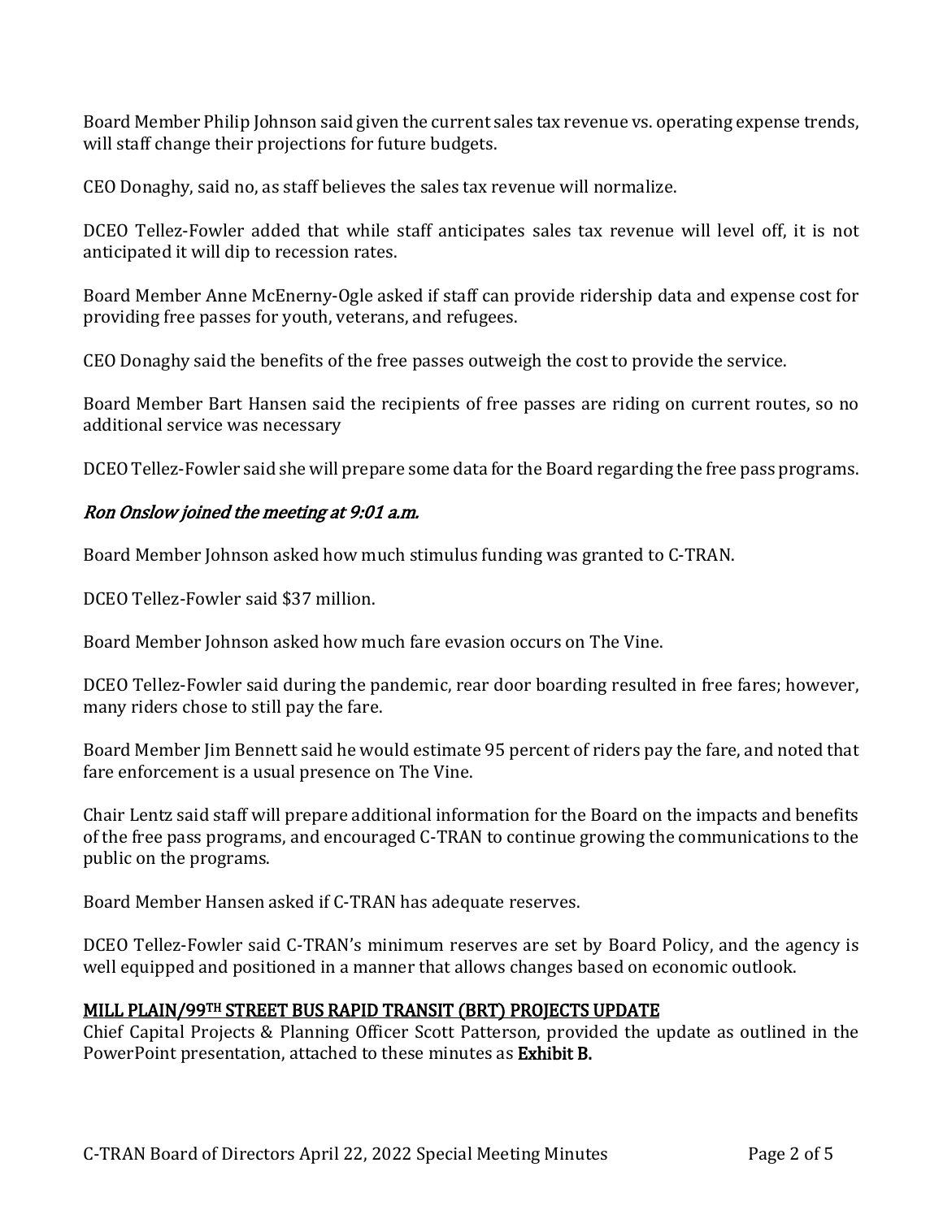Board Member Philip Johnson said given the current sales tax revenue vs. operating expense trends, will staff change their projections for future budgets.

CEO Donaghy, said no, as staff believes the sales tax revenue will normalize.

DCEO Tellez-Fowler added that while staff anticipates sales tax revenue will level off, it is not anticipated it will dip to recession rates.

Board Member Anne McEnerny-Ogle asked if staff can provide ridership data and expense cost for providing free passes for youth, veterans, and refugees.

CEO Donaghy said the benefits of the free passes outweigh the cost to provide the service.

Board Member Bart Hansen said the recipients of free passes are riding on current routes, so no additional service was necessary

DCEO Tellez-Fowler said she will prepare some data for the Board regarding the free pass programs.

*Ron Onslow joined the meeting at 9:01 a.m.*

Board Member Johnson asked how much stimulus funding was granted to C-TRAN.

DCEO Tellez-Fowler said $37 million.

Board Member Johnson asked how much fare evasion occurs on The Vine.

DCEO Tellez-Fowler said during the pandemic, rear door boarding resulted in free fares; however, many riders chose to still pay the fare.

Board Member Jim Bennett said he would estimate 95 percent of riders pay the fare, and noted that fare enforcement is a usual presence on The Vine.

Chair Lentz said staff will prepare additional information for the Board on the impacts and benefits of the free pass programs, and encouraged C-TRAN to continue growing the communications to the public on the programs.

Board Member Hansen asked if C-TRAN has adequate reserves.

DCEO Tellez-Fowler said C-TRAN's minimum reserves are set by Board Policy, and the agency is well equipped and positioned in a manner that allows changes based on economic outlook.

## MILL PLAIN/99TH STREET BUS RAPID TRANSIT (BRT) PROJECTS UPDATE

Chief Capital Projects & Planning Officer Scott Patterson, provided the update as outlined in the PowerPoint presentation, attached to these minutes as **Exhibit B.**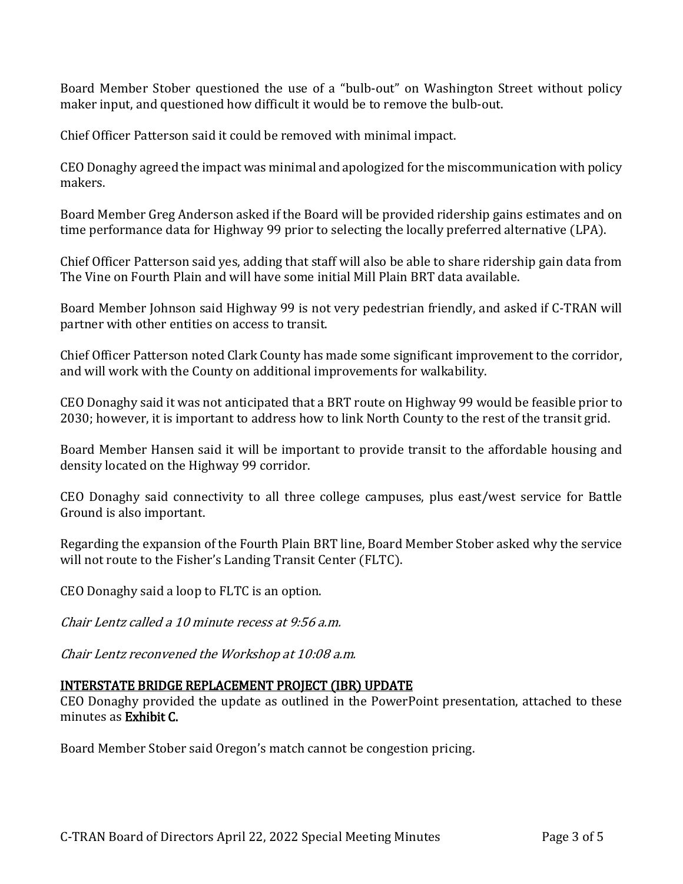Board Member Stober questioned the use of a "bulb-out" on Washington Street without policy maker input, and questioned how difficult it would be to remove the bulb-out.

Chief Officer Patterson said it could be removed with minimal impact.

CEO Donaghy agreed the impact was minimal and apologized for the miscommunication with policy makers.

Board Member Greg Anderson asked if the Board will be provided ridership gains estimates and on time performance data for Highway 99 prior to selecting the locally preferred alternative (LPA).

Chief Officer Patterson said yes, adding that staff will also be able to share ridership gain data from The Vine on Fourth Plain and will have some initial Mill Plain BRT data available.

Board Member Johnson said Highway 99 is not very pedestrian friendly, and asked if C-TRAN will partner with other entities on access to transit.

Chief Officer Patterson noted Clark County has made some significant improvement to the corridor, and will work with the County on additional improvements for walkability.

CEO Donaghy said it was not anticipated that a BRT route on Highway 99 would be feasible prior to 2030; however, it is important to address how to link North County to the rest of the transit grid.

Board Member Hansen said it will be important to provide transit to the affordable housing and density located on the Highway 99 corridor.

CEO Donaghy said connectivity to all three college campuses, plus east/west service for Battle Ground is also important.

Regarding the expansion of the Fourth Plain BRT line, Board Member Stober asked why the service will not route to the Fisher's Landing Transit Center (FLTC).

CEO Donaghy said a loop to FLTC is an option.

*Chair Lentz called a 10 minute recess at 9:56 a.m.*

*Chair Lentz reconvened the Workshop at 10:08 a.m.*

## INTERSTATE BRIDGE REPLACEMENT PROJECT (IBR) UPDATE

CEO Donaghy provided the update as outlined in the PowerPoint presentation, attached to these minutes as **Exhibit C.**

Board Member Stober said Oregon's match cannot be congestion pricing.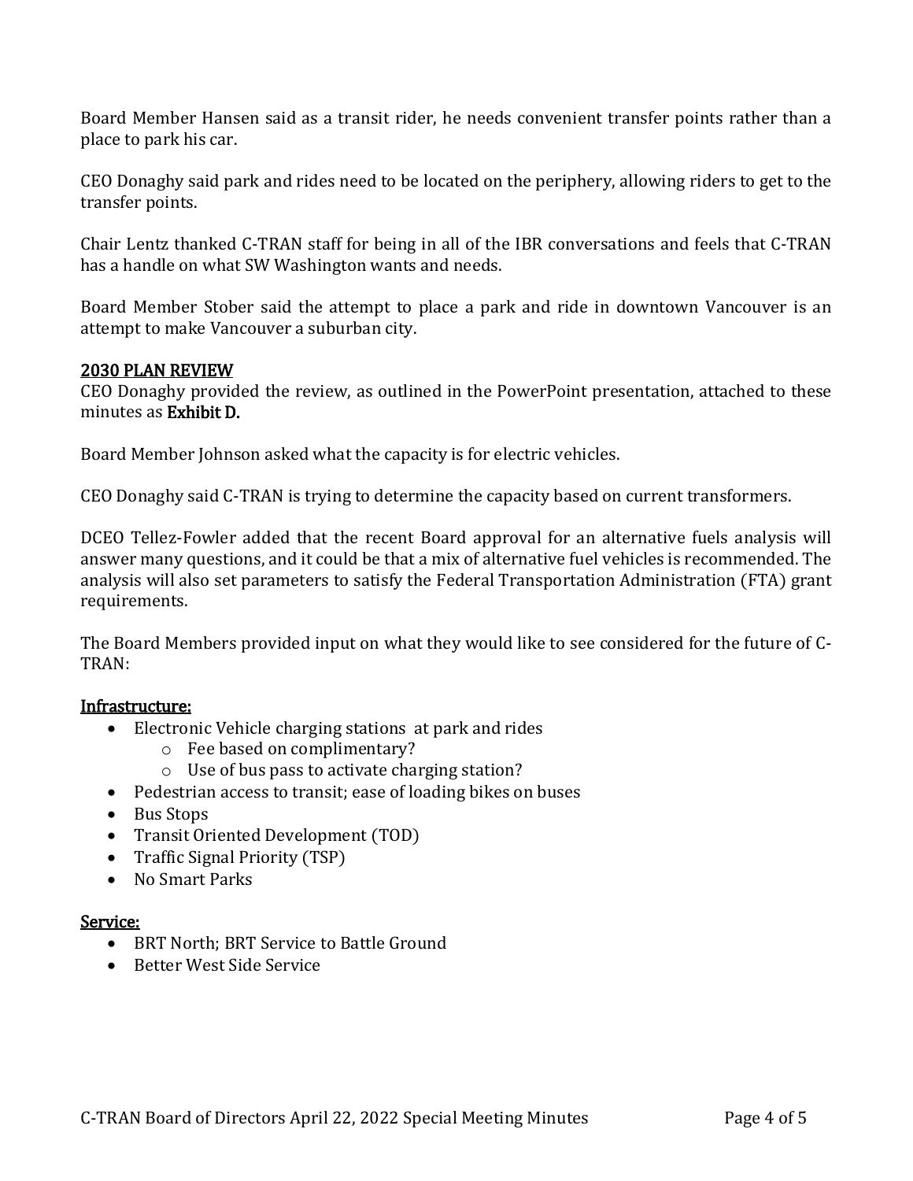Board Member Hansen said as a transit rider, he needs convenient transfer points rather than a place to park his car.

CEO Donaghy said park and rides need to be located on the periphery, allowing riders to get to the transfer points.

Chair Lentz thanked C-TRAN staff for being in all of the IBR conversations and feels that C-TRAN has a handle on what SW Washington wants and needs.

Board Member Stober said the attempt to place a park and ride in downtown Vancouver is an attempt to make Vancouver a suburban city.

<u>2030 PLAN REVIEW</u>

CEO Donaghy provided the review, as outlined in the PowerPoint presentation, attached to these minutes as **Exhibit D.**

Board Member Johnson asked what the capacity is for electric vehicles.

CEO Donaghy said C-TRAN is trying to determine the capacity based on current transformers.

DCEO Tellez-Fowler added that the recent Board approval for an alternative fuels analysis will answer many questions, and it could be that a mix of alternative fuel vehicles is recommended. The analysis will also set parameters to satisfy the Federal Transportation Administration (FTA) grant requirements.

The Board Members provided input on what they would like to see considered for the future of C-TRAN:

<u>Infrastructure:</u>

- Electronic Vehicle charging stations at park and rides
    - Fee based on complimentary?
    - Use of bus pass to activate charging station?
- Pedestrian access to transit; ease of loading bikes on buses
- Bus Stops
- Transit Oriented Development (TOD)
- Traffic Signal Priority (TSP)
- No Smart Parks

<u>Service:</u>

- BRT North; BRT Service to Battle Ground
- Better West Side Service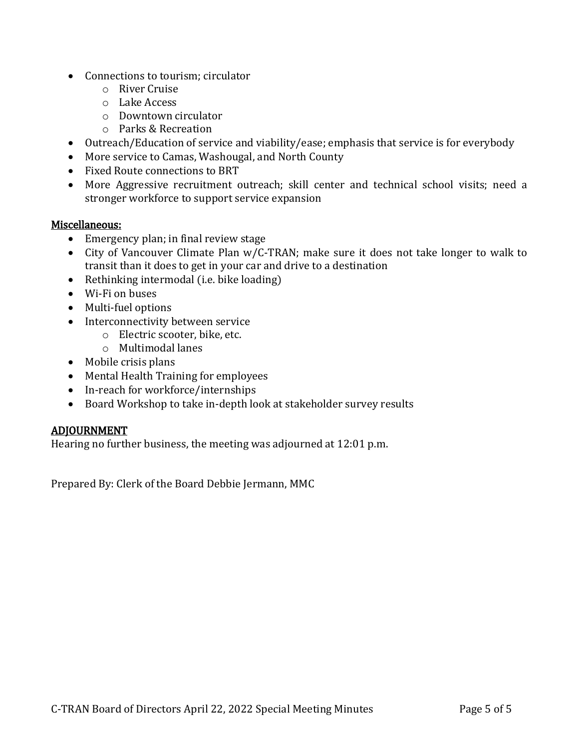- Connections to tourism; circulator
  - River Cruise
  - Lake Access
  - Downtown circulator
  - Parks & Recreation
- Outreach/Education of service and viability/ease; emphasis that service is for everybody
- More service to Camas, Washougal, and North County
- Fixed Route connections to BRT
- More Aggressive recruitment outreach; skill center and technical school visits; need a stronger workforce to support service expansion

**Miscellaneous:**

- Emergency plan; in final review stage
- City of Vancouver Climate Plan w/C-TRAN; make sure it does not take longer to walk to transit than it does to get in your car and drive to a destination
- Rethinking intermodal (i.e. bike loading)
- Wi-Fi on buses
- Multi-fuel options
- Interconnectivity between service
  - Electric scooter, bike, etc.
  - Multimodal lanes
- Mobile crisis plans
- Mental Health Training for employees
- In-reach for workforce/internships
- Board Workshop to take in-depth look at stakeholder survey results

## ADJOURNMENT

Hearing no further business, the meeting was adjourned at 12:01 p.m.

Prepared By: Clerk of the Board Debbie Jermann, MMC